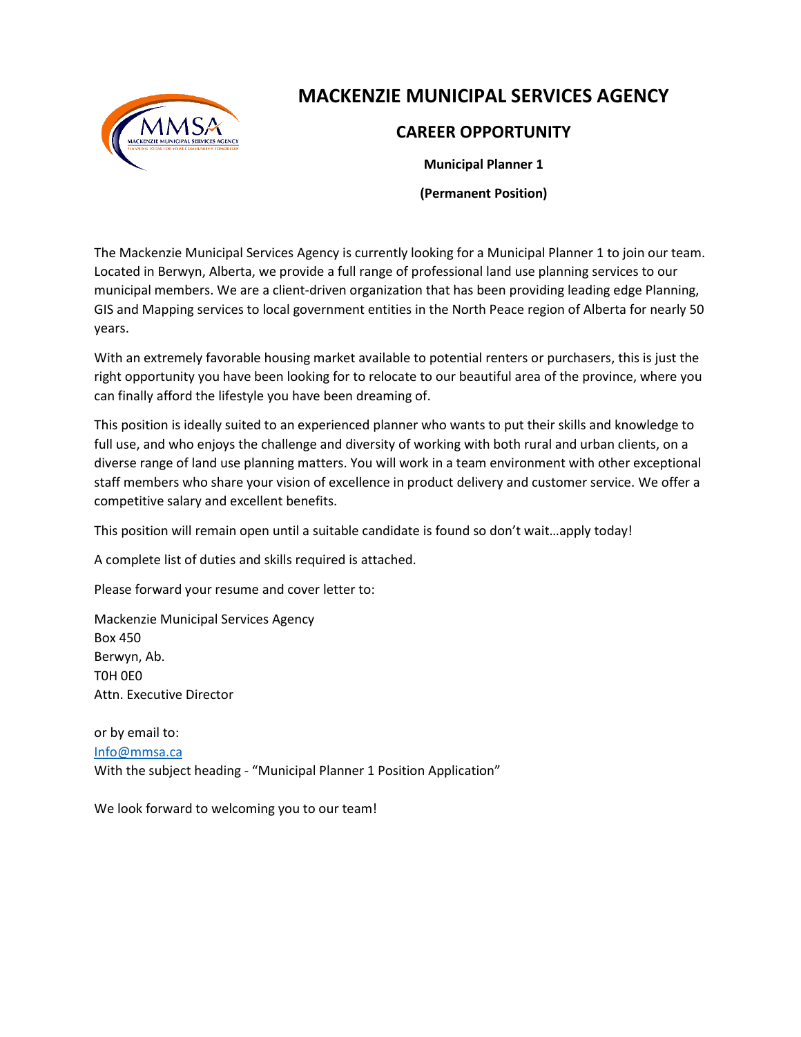# MACKENZIE MUNICIPAL SERVICES AGENCY

## CAREER OPPORTUNITY

**Municipal Planner 1**

**(Permanent Position)**

The Mackenzie Municipal Services Agency is currently looking for a Municipal Planner 1 to join our team. Located in Berwyn, Alberta, we provide a full range of professional land use planning services to our municipal members. We are a client-driven organization that has been providing leading edge Planning, GIS and Mapping services to local government entities in the North Peace region of Alberta for nearly 50 years.

With an extremely favorable housing market available to potential renters or purchasers, this is just the right opportunity you have been looking for to relocate to our beautiful area of the province, where you can finally afford the lifestyle you have been dreaming of.

This position is ideally suited to an experienced planner who wants to put their skills and knowledge to full use, and who enjoys the challenge and diversity of working with both rural and urban clients, on a diverse range of land use planning matters. You will work in a team environment with other exceptional staff members who share your vision of excellence in product delivery and customer service. We offer a competitive salary and excellent benefits.

This position will remain open until a suitable candidate is found so don't wait…apply today!

A complete list of duties and skills required is attached.

Please forward your resume and cover letter to:

Mackenzie Municipal Services Agency
Box 450
Berwyn, Ab.
T0H 0E0
Attn. Executive Director

or by email to:
Info@mmsa.ca
With the subject heading - "Municipal Planner 1 Position Application"

We look forward to welcoming you to our team!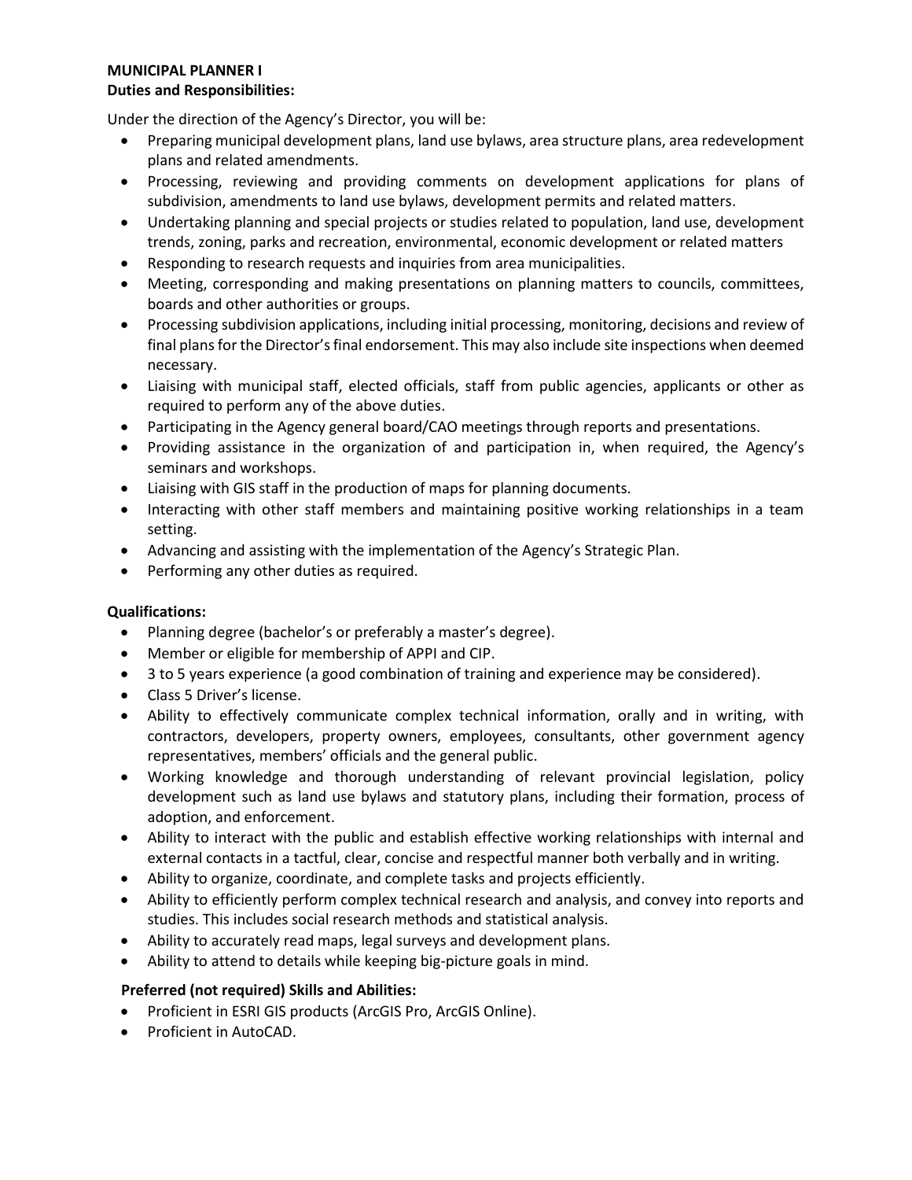**MUNICIPAL PLANNER I**

**Duties and Responsibilities:**

Under the direction of the Agency's Director, you will be:

- Preparing municipal development plans, land use bylaws, area structure plans, area redevelopment plans and related amendments.
- Processing, reviewing and providing comments on development applications for plans of subdivision, amendments to land use bylaws, development permits and related matters.
- Undertaking planning and special projects or studies related to population, land use, development trends, zoning, parks and recreation, environmental, economic development or related matters
- Responding to research requests and inquiries from area municipalities.
- Meeting, corresponding and making presentations on planning matters to councils, committees, boards and other authorities or groups.
- Processing subdivision applications, including initial processing, monitoring, decisions and review of final plans for the Director's final endorsement. This may also include site inspections when deemed necessary.
- Liaising with municipal staff, elected officials, staff from public agencies, applicants or other as required to perform any of the above duties.
- Participating in the Agency general board/CAO meetings through reports and presentations.
- Providing assistance in the organization of and participation in, when required, the Agency's seminars and workshops.
- Liaising with GIS staff in the production of maps for planning documents.
- Interacting with other staff members and maintaining positive working relationships in a team setting.
- Advancing and assisting with the implementation of the Agency's Strategic Plan.
- Performing any other duties as required.

**Qualifications:**

- Planning degree (bachelor's or preferably a master's degree).
- Member or eligible for membership of APPI and CIP.
- 3 to 5 years experience (a good combination of training and experience may be considered).
- Class 5 Driver's license.
- Ability to effectively communicate complex technical information, orally and in writing, with contractors, developers, property owners, employees, consultants, other government agency representatives, members' officials and the general public.
- Working knowledge and thorough understanding of relevant provincial legislation, policy development such as land use bylaws and statutory plans, including their formation, process of adoption, and enforcement.
- Ability to interact with the public and establish effective working relationships with internal and external contacts in a tactful, clear, concise and respectful manner both verbally and in writing.
- Ability to organize, coordinate, and complete tasks and projects efficiently.
- Ability to efficiently perform complex technical research and analysis, and convey into reports and studies. This includes social research methods and statistical analysis.
- Ability to accurately read maps, legal surveys and development plans.
- Ability to attend to details while keeping big-picture goals in mind.

**Preferred (not required) Skills and Abilities:**

- Proficient in ESRI GIS products (ArcGIS Pro, ArcGIS Online).
- Proficient in AutoCAD.